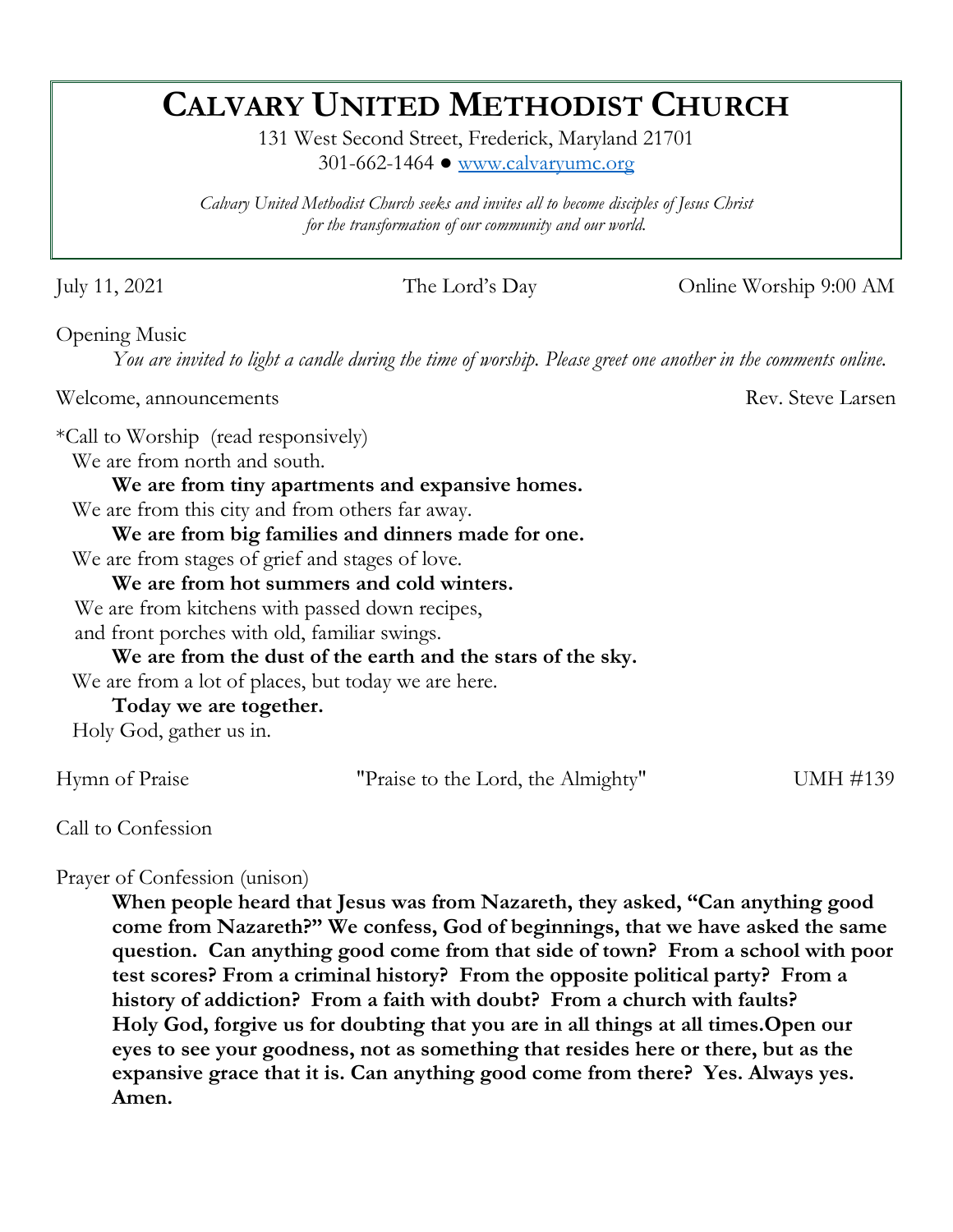# CALVARY UNITED METHODIST CHURCH

131 West Second Street, Frederick, Maryland 21701
301-662-1464 ● www.calvaryumc.org

*Calvary United Methodist Church seeks and invites all to become disciples of Jesus Christ for the transformation of our community and our world.*

July 11, 2021 | The Lord's Day | Online Worship 9:00 AM

Opening Music

*You are invited to light a candle during the time of worship. Please greet one another in the comments online.*

Welcome, announcements — Rev. Steve Larsen

*Call to Worship (read responsively)

We are from north and south.
**We are from tiny apartments and expansive homes.**
We are from this city and from others far away.
**We are from big families and dinners made for one.**
We are from stages of grief and stages of love.
**We are from hot summers and cold winters.**
We are from kitchens with passed down recipes,
and front porches with old, familiar swings.
**We are from the dust of the earth and the stars of the sky.**
We are from a lot of places, but today we are here.
**Today we are together.**
Holy God, gather us in.

Hymn of Praise — "Praise to the Lord, the Almighty" — UMH #139

Call to Confession

Prayer of Confession (unison)

**When people heard that Jesus was from Nazareth, they asked, "Can anything good come from Nazareth?" We confess, God of beginnings, that we have asked the same question. Can anything good come from that side of town? From a school with poor test scores? From a criminal history? From the opposite political party? From a history of addiction? From a faith with doubt? From a church with faults? Holy God, forgive us for doubting that you are in all things at all times.Open our eyes to see your goodness, not as something that resides here or there, but as the expansive grace that it is. Can anything good come from there? Yes. Always yes. Amen.**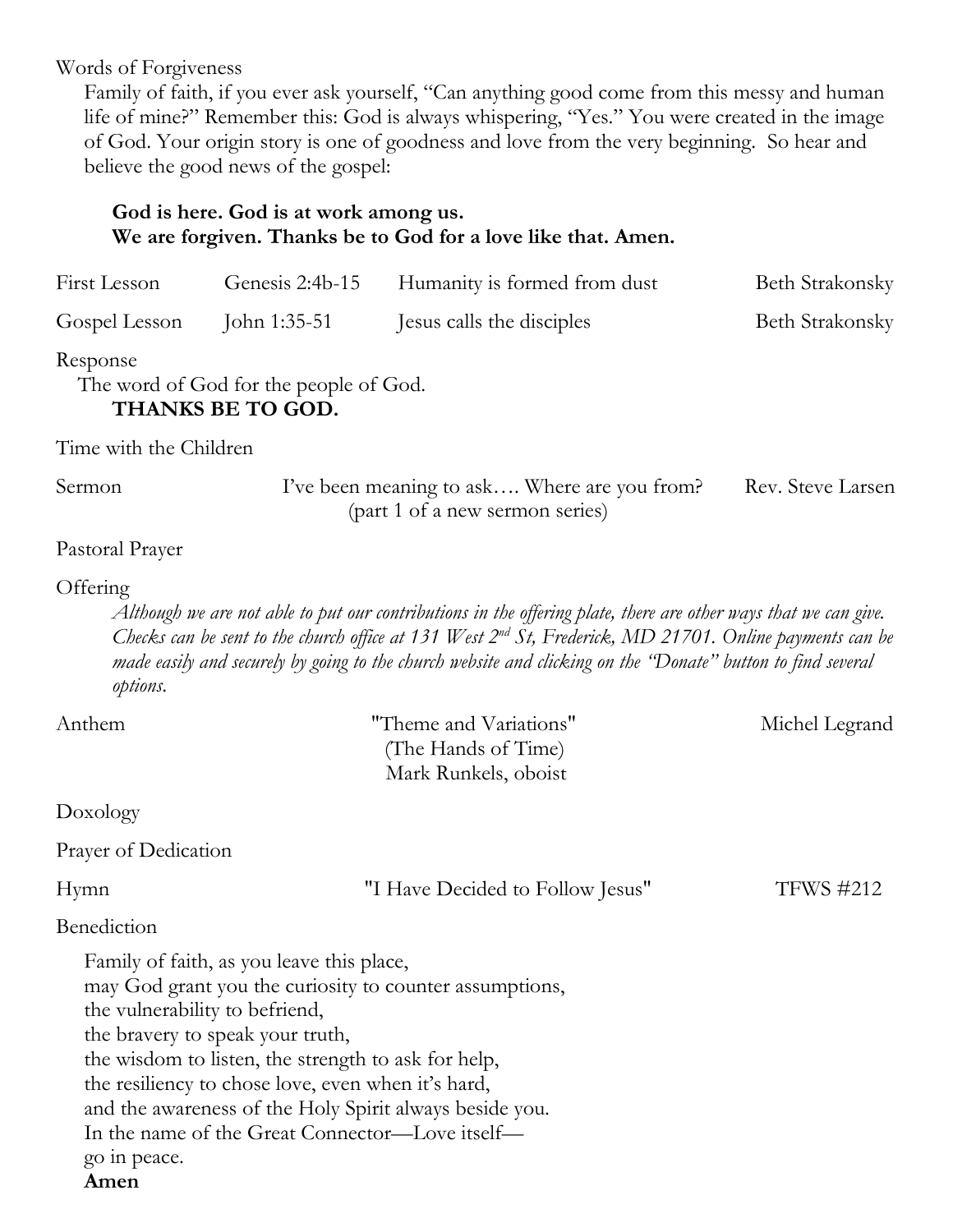Words of Forgiveness

Family of faith, if you ever ask yourself, "Can anything good come from this messy and human life of mine?" Remember this: God is always whispering, "Yes." You were created in the image of God. Your origin story is one of goodness and love from the very beginning. So hear and believe the good news of the gospel:

**God is here. God is at work among us.**
**We are forgiven. Thanks be to God for a love like that. Amen.**

| | | | |
|---|---|---|---|
| First Lesson | Genesis 2:4b-15 | Humanity is formed from dust | Beth Strakonsky |
| Gospel Lesson | John 1:35-51 | Jesus calls the disciples | Beth Strakonsky |

Response

The word of God for the people of God.
**THANKS BE TO GOD.**

Time with the Children

Sermon — I've been meaning to ask…. Where are you from? (part 1 of a new sermon series) — Rev. Steve Larsen

Pastoral Prayer

Offering

*Although we are not able to put our contributions in the offering plate, there are other ways that we can give. Checks can be sent to the church office at 131 West 2nd St, Frederick, MD 21701. Online payments can be made easily and securely by going to the church website and clicking on the "Donate" button to find several options.*

Anthem — "Theme and Variations" (The Hands of Time) Mark Runkels, oboist — Michel Legrand

Doxology

Prayer of Dedication

Hymn — "I Have Decided to Follow Jesus" — TFWS #212

Benediction

Family of faith, as you leave this place,
may God grant you the curiosity to counter assumptions,
the vulnerability to befriend,
the bravery to speak your truth,
the wisdom to listen, the strength to ask for help,
the resiliency to chose love, even when it's hard,
and the awareness of the Holy Spirit always beside you.
In the name of the Great Connector—Love itself—
go in peace.
**Amen**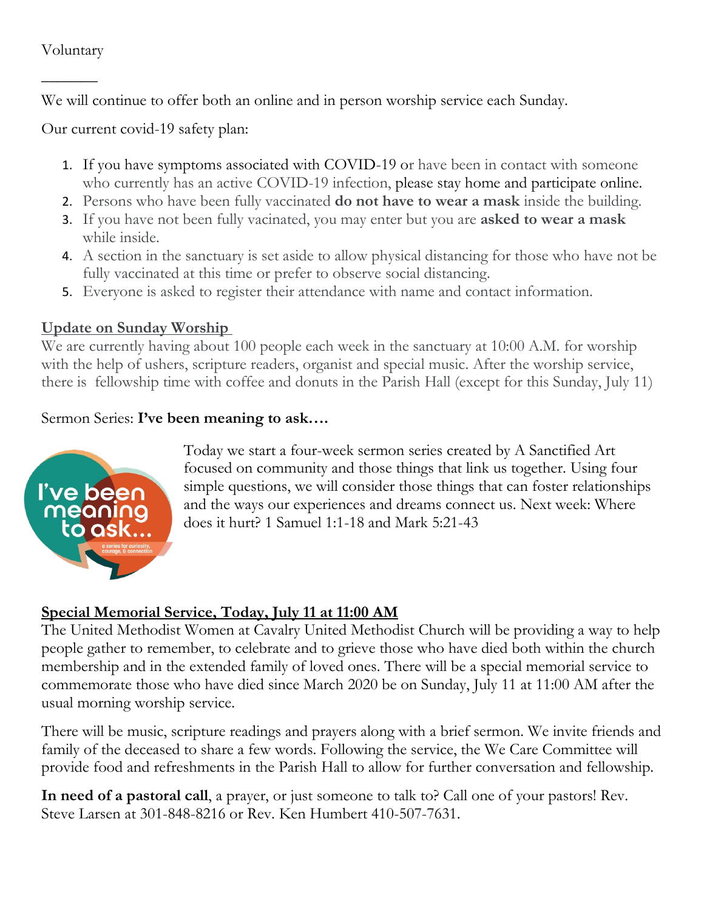Voluntary

---

We will continue to offer both an online and in person worship service each Sunday.

Our current covid-19 safety plan:

1. If you have symptoms associated with COVID-19 or have been in contact with someone who currently has an active COVID-19 infection, please stay home and participate online.
2. Persons who have been fully vaccinated **do not have to wear a mask** inside the building.
3. If you have not been fully vacinated, you may enter but you are **asked to wear a mask** while inside.
4. A section in the sanctuary is set aside to allow physical distancing for those who have not be fully vaccinated at this time or prefer to observe social distancing.
5. Everyone is asked to register their attendance with name and contact information.

**Update on Sunday Worship**

We are currently having about 100 people each week in the sanctuary at 10:00 A.M. for worship with the help of ushers, scripture readers, organist and special music. After the worship service, there is fellowship time with coffee and donuts in the Parish Hall (except for this Sunday, July 11)

Sermon Series: **I've been meaning to ask….**

Today we start a four-week sermon series created by A Sanctified Art focused on community and those things that link us together. Using four simple questions, we will consider those things that can foster relationships and the ways our experiences and dreams connect us. Next week: Where does it hurt? 1 Samuel 1:1-18 and Mark 5:21-43

**Special Memorial Service, Today, July 11 at 11:00 AM**

The United Methodist Women at Cavalry United Methodist Church will be providing a way to help people gather to remember, to celebrate and to grieve those who have died both within the church membership and in the extended family of loved ones. There will be a special memorial service to commemorate those who have died since March 2020 be on Sunday, July 11 at 11:00 AM after the usual morning worship service.

There will be music, scripture readings and prayers along with a brief sermon. We invite friends and family of the deceased to share a few words. Following the service, the We Care Committee will provide food and refreshments in the Parish Hall to allow for further conversation and fellowship.

**In need of a pastoral call**, a prayer, or just someone to talk to? Call one of your pastors! Rev. Steve Larsen at 301-848-8216 or Rev. Ken Humbert 410-507-7631.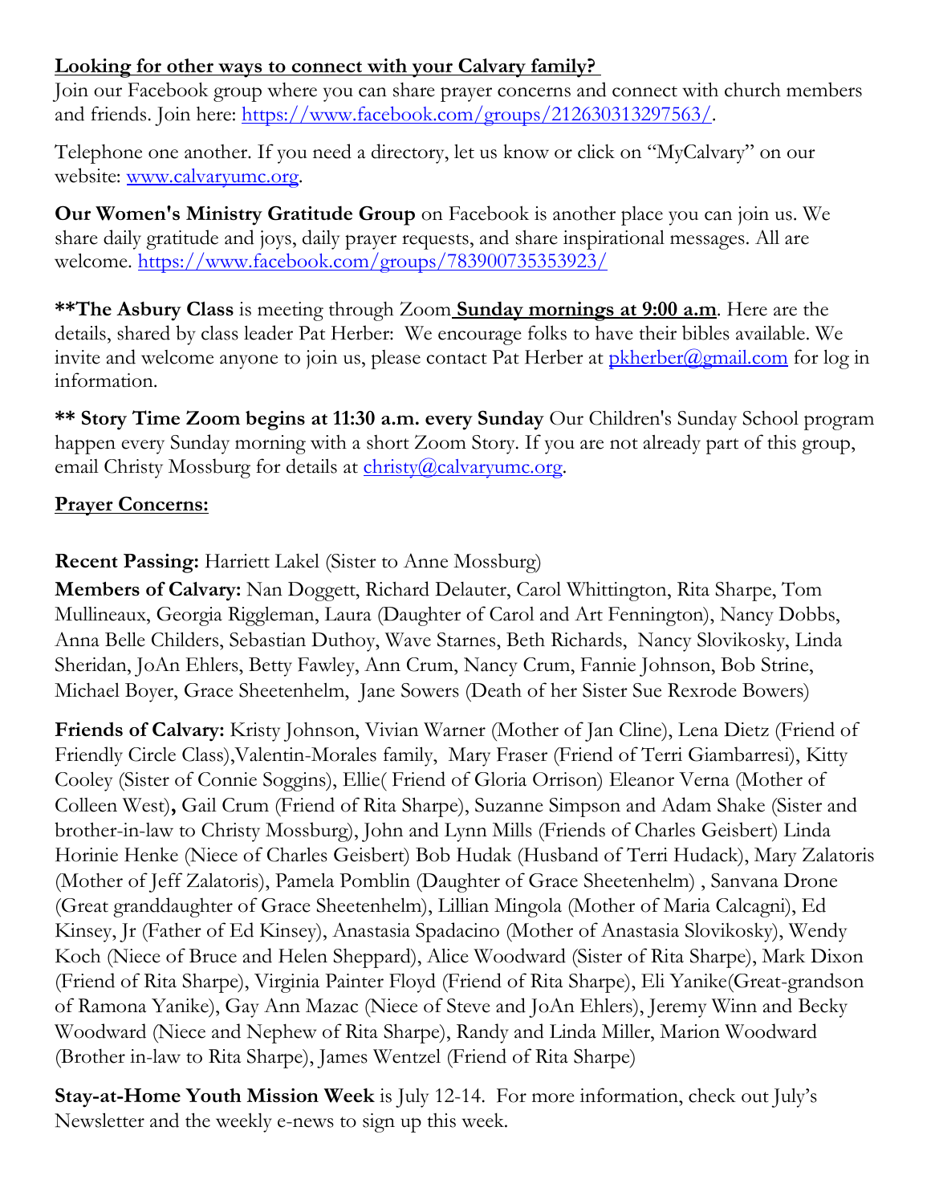**Looking for other ways to connect with your Calvary family?**

Join our Facebook group where you can share prayer concerns and connect with church members and friends. Join here: https://www.facebook.com/groups/212630313297563/.

Telephone one another. If you need a directory, let us know or click on "MyCalvary" on our website: www.calvaryumc.org.

**Our Women's Ministry Gratitude Group** on Facebook is another place you can join us. We share daily gratitude and joys, daily prayer requests, and share inspirational messages. All are welcome. https://www.facebook.com/groups/783900735353923/

****The Asbury Class** is meeting through Zoom **Sunday mornings at 9:00 a.m**. Here are the details, shared by class leader Pat Herber: We encourage folks to have their bibles available. We invite and welcome anyone to join us, please contact Pat Herber at pkherber@gmail.com for log in information.

**** Story Time Zoom begins at 11:30 a.m. every Sunday** Our Children's Sunday School program happen every Sunday morning with a short Zoom Story. If you are not already part of this group, email Christy Mossburg for details at christy@calvaryumc.org.

**Prayer Concerns:**

**Recent Passing:** Harriett Lakel (Sister to Anne Mossburg)

**Members of Calvary:** Nan Doggett, Richard Delauter, Carol Whittington, Rita Sharpe, Tom Mullineaux, Georgia Riggleman, Laura (Daughter of Carol and Art Fennington), Nancy Dobbs, Anna Belle Childers, Sebastian Duthoy, Wave Starnes, Beth Richards, Nancy Slovikosky, Linda Sheridan, JoAn Ehlers, Betty Fawley, Ann Crum, Nancy Crum, Fannie Johnson, Bob Strine, Michael Boyer, Grace Sheetenhelm, Jane Sowers (Death of her Sister Sue Rexrode Bowers)

**Friends of Calvary:** Kristy Johnson, Vivian Warner (Mother of Jan Cline), Lena Dietz (Friend of Friendly Circle Class),Valentin-Morales family, Mary Fraser (Friend of Terri Giambarresi), Kitty Cooley (Sister of Connie Soggins), Ellie( Friend of Gloria Orrison) Eleanor Verna (Mother of Colleen West)**,** Gail Crum (Friend of Rita Sharpe), Suzanne Simpson and Adam Shake (Sister and brother-in-law to Christy Mossburg), John and Lynn Mills (Friends of Charles Geisbert) Linda Horinie Henke (Niece of Charles Geisbert) Bob Hudak (Husband of Terri Hudack), Mary Zalatoris (Mother of Jeff Zalatoris), Pamela Pomblin (Daughter of Grace Sheetenhelm) , Sanvana Drone (Great granddaughter of Grace Sheetenhelm), Lillian Mingola (Mother of Maria Calcagni), Ed Kinsey, Jr (Father of Ed Kinsey), Anastasia Spadacino (Mother of Anastasia Slovikosky), Wendy Koch (Niece of Bruce and Helen Sheppard), Alice Woodward (Sister of Rita Sharpe), Mark Dixon (Friend of Rita Sharpe), Virginia Painter Floyd (Friend of Rita Sharpe), Eli Yanike(Great-grandson of Ramona Yanike), Gay Ann Mazac (Niece of Steve and JoAn Ehlers), Jeremy Winn and Becky Woodward (Niece and Nephew of Rita Sharpe), Randy and Linda Miller, Marion Woodward (Brother in-law to Rita Sharpe), James Wentzel (Friend of Rita Sharpe)

**Stay-at-Home Youth Mission Week** is July 12-14. For more information, check out July's Newsletter and the weekly e-news to sign up this week.